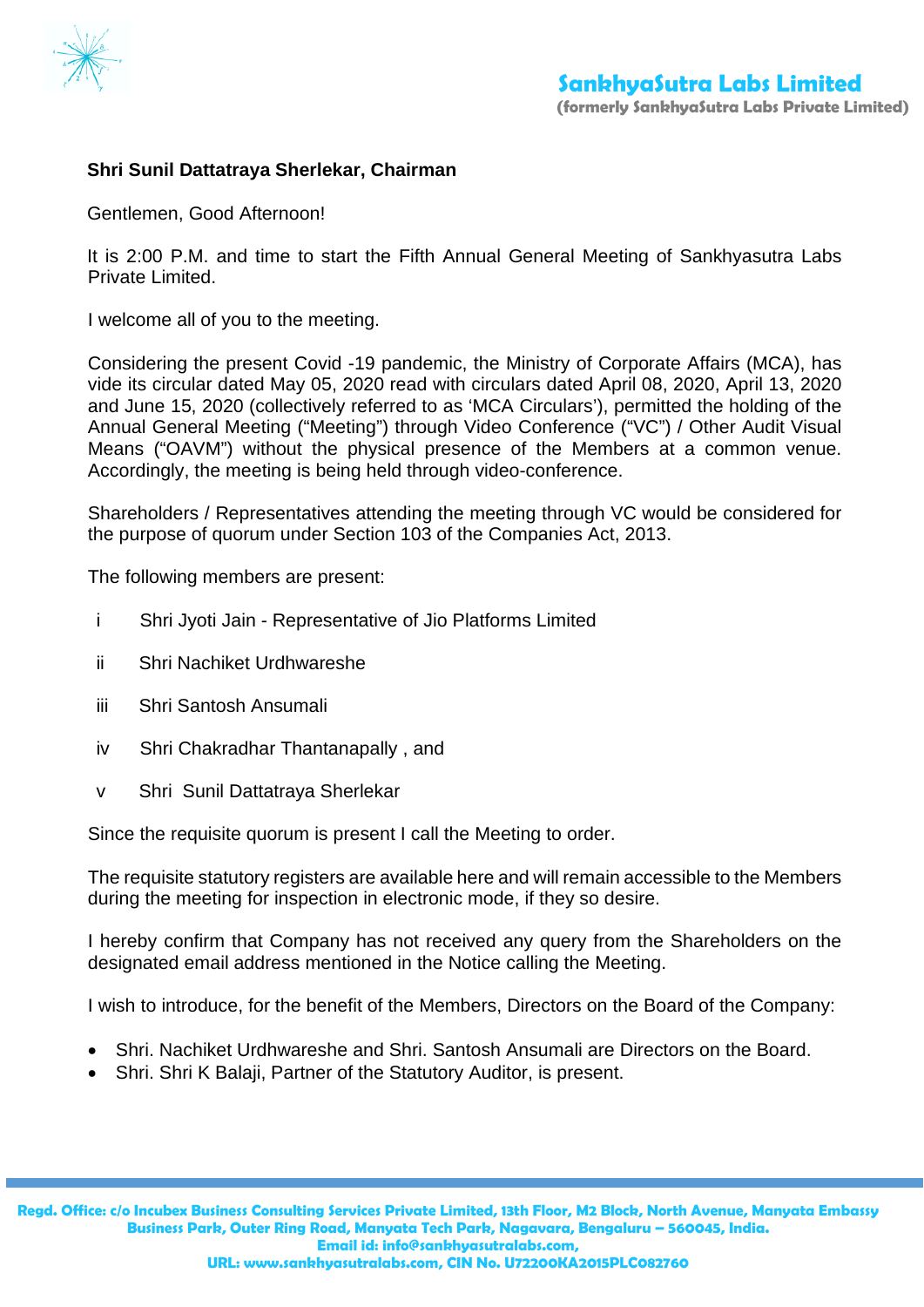**SankhyaSutra Labs Limited**
**(formerly SankhyaSutra Labs Private Limited)**

**Shri Sunil Dattatraya Sherlekar, Chairman**

Gentlemen, Good Afternoon!

It is 2:00 P.M. and time to start the Fifth Annual General Meeting of Sankhyasutra Labs Private Limited.

I welcome all of you to the meeting.

Considering the present Covid -19 pandemic, the Ministry of Corporate Affairs (MCA), has vide its circular dated May 05, 2020 read with circulars dated April 08, 2020, April 13, 2020 and June 15, 2020 (collectively referred to as 'MCA Circulars'), permitted the holding of the Annual General Meeting ("Meeting") through Video Conference ("VC") / Other Audit Visual Means ("OAVM") without the physical presence of the Members at a common venue. Accordingly, the meeting is being held through video-conference.

Shareholders / Representatives attending the meeting through VC would be considered for the purpose of quorum under Section 103 of the Companies Act, 2013.

The following members are present:

i Shri Jyoti Jain - Representative of Jio Platforms Limited

ii Shri Nachiket Urdhwareshe

iii Shri Santosh Ansumali

iv Shri Chakradhar Thantanapally , and

v Shri Sunil Dattatraya Sherlekar

Since the requisite quorum is present I call the Meeting to order.

The requisite statutory registers are available here and will remain accessible to the Members during the meeting for inspection in electronic mode, if they so desire.

I hereby confirm that Company has not received any query from the Shareholders on the designated email address mentioned in the Notice calling the Meeting.

I wish to introduce, for the benefit of the Members, Directors on the Board of the Company:

- Shri. Nachiket Urdhwareshe and Shri. Santosh Ansumali are Directors on the Board.
- Shri. Shri K Balaji, Partner of the Statutory Auditor, is present.

Regd. Office: c/o Incubex Business Consulting Services Private Limited, 13th Floor, M2 Block, North Avenue, Manyata Embassy Business Park, Outer Ring Road, Manyata Tech Park, Nagavara, Bengaluru – 560045, India.
Email id: info@sankhyasutralabs.com,
URL: www.sankhyasutralabs.com, CIN No. U72200KA2015PLC082760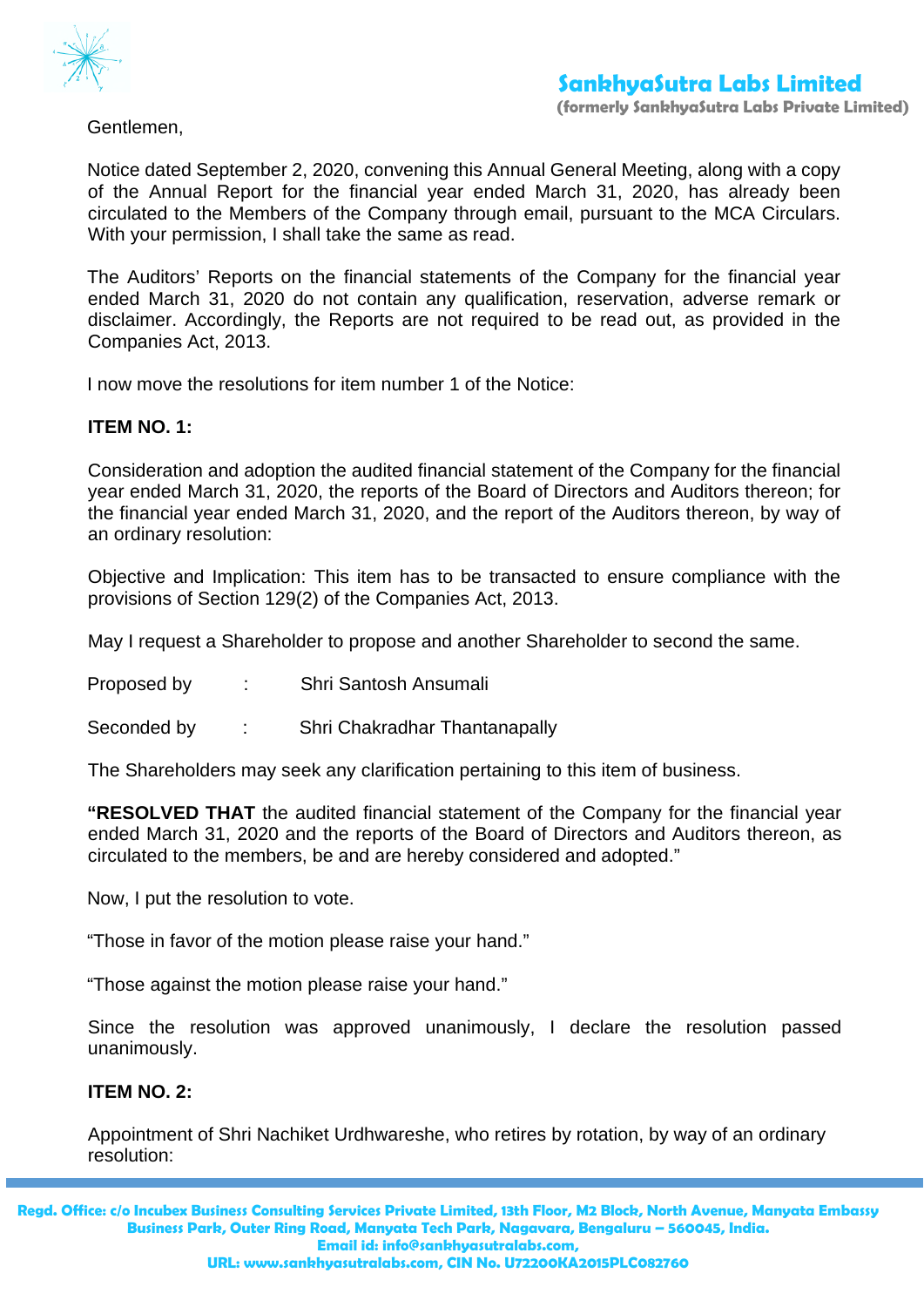Gentlemen,

Notice dated September 2, 2020, convening this Annual General Meeting, along with a copy of the Annual Report for the financial year ended March 31, 2020, has already been circulated to the Members of the Company through email, pursuant to the MCA Circulars. With your permission, I shall take the same as read.

The Auditors' Reports on the financial statements of the Company for the financial year ended March 31, 2020 do not contain any qualification, reservation, adverse remark or disclaimer. Accordingly, the Reports are not required to be read out, as provided in the Companies Act, 2013.

I now move the resolutions for item number 1 of the Notice:

**ITEM NO. 1:**

Consideration and adoption the audited financial statement of the Company for the financial year ended March 31, 2020, the reports of the Board of Directors and Auditors thereon; for the financial year ended March 31, 2020, and the report of the Auditors thereon, by way of an ordinary resolution:

Objective and Implication: This item has to be transacted to ensure compliance with the provisions of Section 129(2) of the Companies Act, 2013.

May I request a Shareholder to propose and another Shareholder to second the same.

Proposed by : Shri Santosh Ansumali

Seconded by : Shri Chakradhar Thantanapally

The Shareholders may seek any clarification pertaining to this item of business.

**"RESOLVED THAT** the audited financial statement of the Company for the financial year ended March 31, 2020 and the reports of the Board of Directors and Auditors thereon, as circulated to the members, be and are hereby considered and adopted."

Now, I put the resolution to vote.

"Those in favor of the motion please raise your hand."

"Those against the motion please raise your hand."

Since the resolution was approved unanimously, I declare the resolution passed unanimously.

**ITEM NO. 2:**

Appointment of Shri Nachiket Urdhwareshe, who retires by rotation, by way of an ordinary resolution: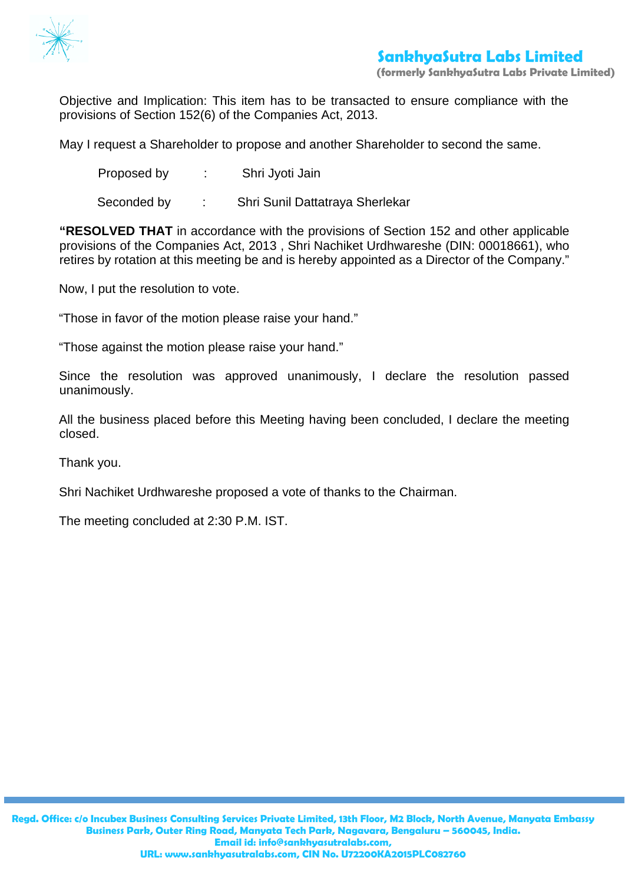Objective and Implication: This item has to be transacted to ensure compliance with the provisions of Section 152(6) of the Companies Act, 2013.

May I request a Shareholder to propose and another Shareholder to second the same.

Proposed by : Shri Jyoti Jain

Seconded by : Shri Sunil Dattatraya Sherlekar

**"RESOLVED THAT** in accordance with the provisions of Section 152 and other applicable provisions of the Companies Act, 2013 , Shri Nachiket Urdhwareshe (DIN: 00018661), who retires by rotation at this meeting be and is hereby appointed as a Director of the Company."

Now, I put the resolution to vote.

"Those in favor of the motion please raise your hand."

"Those against the motion please raise your hand."

Since the resolution was approved unanimously, I declare the resolution passed unanimously.

All the business placed before this Meeting having been concluded, I declare the meeting closed.

Thank you.

Shri Nachiket Urdhwareshe proposed a vote of thanks to the Chairman.

The meeting concluded at 2:30 P.M. IST.